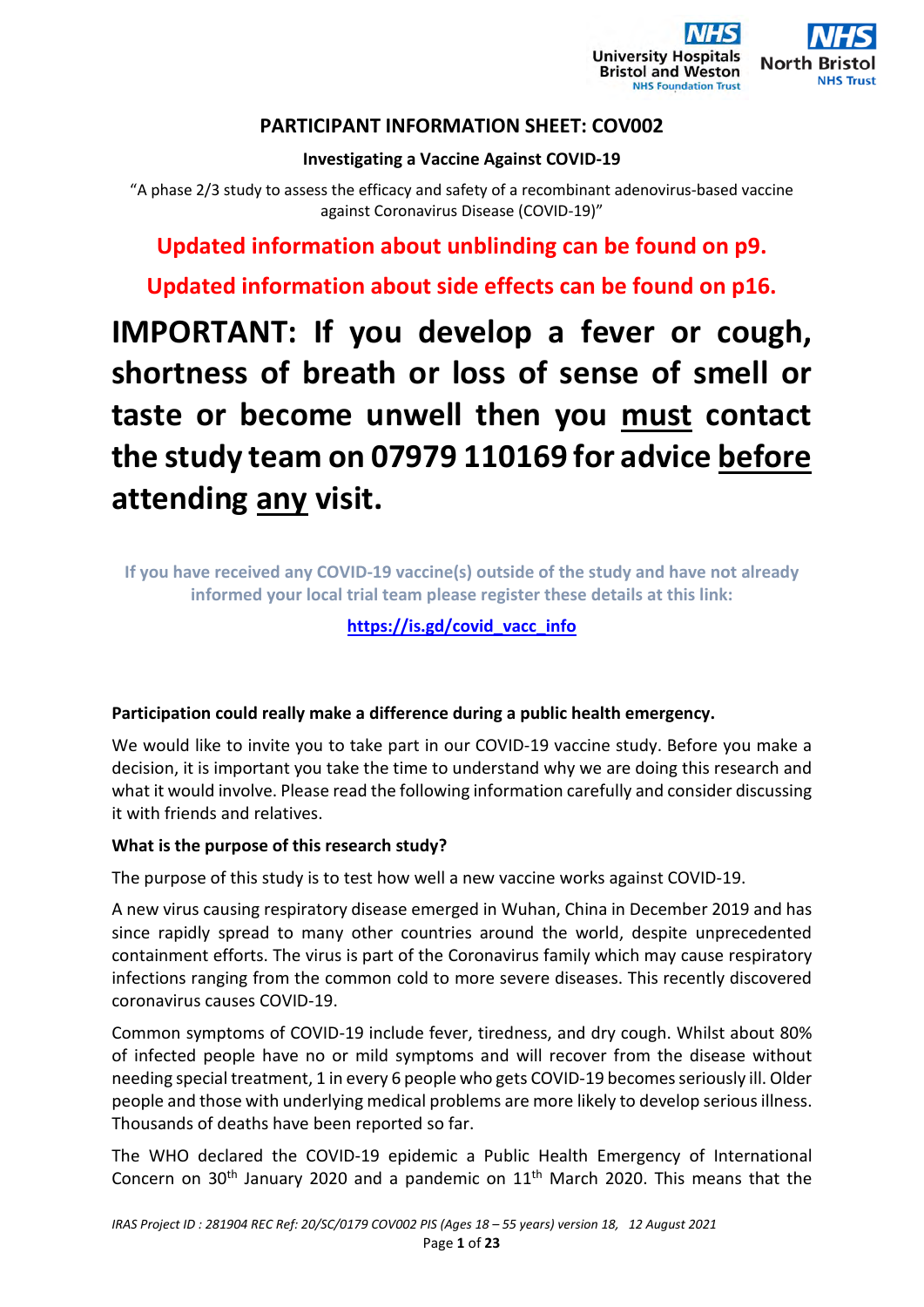# PARTICIPANT INFORMATION SHEET: COV002

**Investigating a Vaccine Against COVID-19**

"A phase 2/3 study to assess the efficacy and safety of a recombinant adenovirus-based vaccine against Coronavirus Disease (COVID-19)"

**Updated information about unblinding can be found on p9.**

**Updated information about side effects can be found on p16.**

## IMPORTANT: If you develop a fever or cough, shortness of breath or loss of sense of smell or taste or become unwell then you must contact the study team on 07979 110169 for advice before attending any visit.

**If you have received any COVID-19 vaccine(s) outside of the study and have not already informed your local trial team please register these details at this link:**

**https://is.gd/covid_vacc_info**

**Participation could really make a difference during a public health emergency.**

We would like to invite you to take part in our COVID-19 vaccine study. Before you make a decision, it is important you take the time to understand why we are doing this research and what it would involve. Please read the following information carefully and consider discussing it with friends and relatives.

**What is the purpose of this research study?**

The purpose of this study is to test how well a new vaccine works against COVID-19.

A new virus causing respiratory disease emerged in Wuhan, China in December 2019 and has since rapidly spread to many other countries around the world, despite unprecedented containment efforts. The virus is part of the Coronavirus family which may cause respiratory infections ranging from the common cold to more severe diseases. This recently discovered coronavirus causes COVID-19.

Common symptoms of COVID-19 include fever, tiredness, and dry cough. Whilst about 80% of infected people have no or mild symptoms and will recover from the disease without needing special treatment, 1 in every 6 people who gets COVID-19 becomes seriously ill. Older people and those with underlying medical problems are more likely to develop serious illness. Thousands of deaths have been reported so far.

The WHO declared the COVID-19 epidemic a Public Health Emergency of International Concern on 30th January 2020 and a pandemic on 11th March 2020. This means that the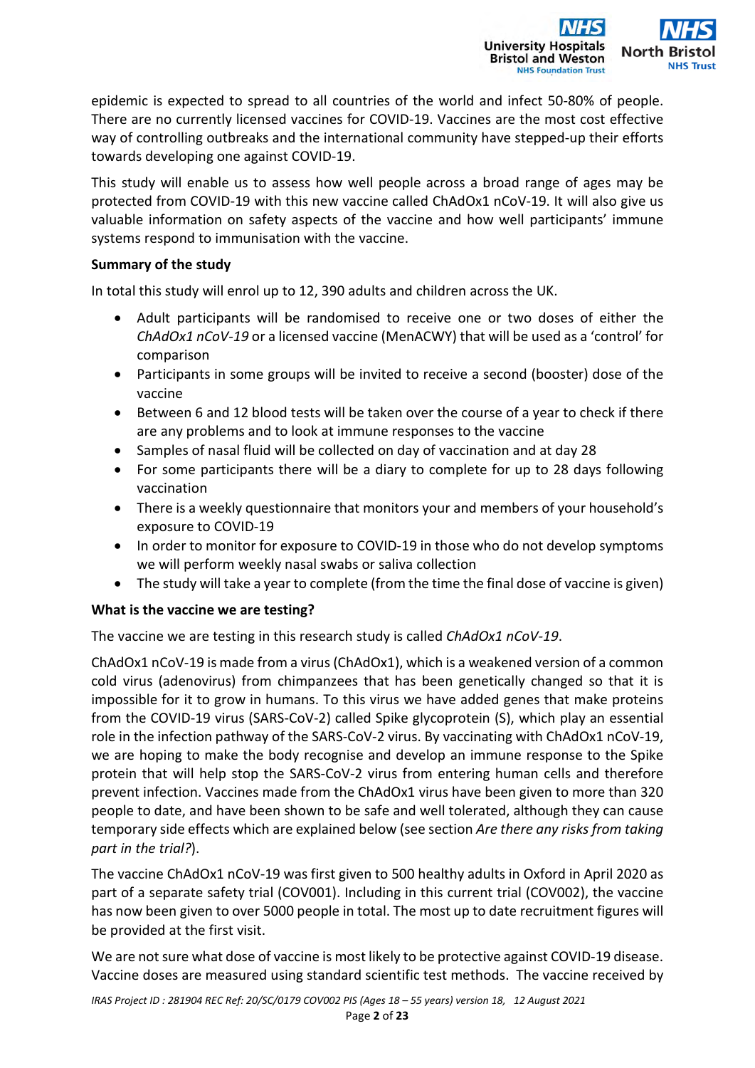epidemic is expected to spread to all countries of the world and infect 50-80% of people. There are no currently licensed vaccines for COVID-19. Vaccines are the most cost effective way of controlling outbreaks and the international community have stepped-up their efforts towards developing one against COVID-19.

This study will enable us to assess how well people across a broad range of ages may be protected from COVID-19 with this new vaccine called ChAdOx1 nCoV-19. It will also give us valuable information on safety aspects of the vaccine and how well participants' immune systems respond to immunisation with the vaccine.

**Summary of the study**

In total this study will enrol up to 12, 390 adults and children across the UK.

- Adult participants will be randomised to receive one or two doses of either the *ChAdOx1 nCoV-19* or a licensed vaccine (MenACWY) that will be used as a 'control' for comparison
- Participants in some groups will be invited to receive a second (booster) dose of the vaccine
- Between 6 and 12 blood tests will be taken over the course of a year to check if there are any problems and to look at immune responses to the vaccine
- Samples of nasal fluid will be collected on day of vaccination and at day 28
- For some participants there will be a diary to complete for up to 28 days following vaccination
- There is a weekly questionnaire that monitors your and members of your household's exposure to COVID-19
- In order to monitor for exposure to COVID-19 in those who do not develop symptoms we will perform weekly nasal swabs or saliva collection
- The study will take a year to complete (from the time the final dose of vaccine is given)

**What is the vaccine we are testing?**

The vaccine we are testing in this research study is called *ChAdOx1 nCoV-19*.

ChAdOx1 nCoV-19 is made from a virus (ChAdOx1), which is a weakened version of a common cold virus (adenovirus) from chimpanzees that has been genetically changed so that it is impossible for it to grow in humans. To this virus we have added genes that make proteins from the COVID-19 virus (SARS-CoV-2) called Spike glycoprotein (S), which play an essential role in the infection pathway of the SARS-CoV-2 virus. By vaccinating with ChAdOx1 nCoV-19, we are hoping to make the body recognise and develop an immune response to the Spike protein that will help stop the SARS-CoV-2 virus from entering human cells and therefore prevent infection. Vaccines made from the ChAdOx1 virus have been given to more than 320 people to date, and have been shown to be safe and well tolerated, although they can cause temporary side effects which are explained below (see section *Are there any risks from taking part in the trial?*).

The vaccine ChAdOx1 nCoV-19 was first given to 500 healthy adults in Oxford in April 2020 as part of a separate safety trial (COV001). Including in this current trial (COV002), the vaccine has now been given to over 5000 people in total. The most up to date recruitment figures will be provided at the first visit.

We are not sure what dose of vaccine is most likely to be protective against COVID-19 disease. Vaccine doses are measured using standard scientific test methods. The vaccine received by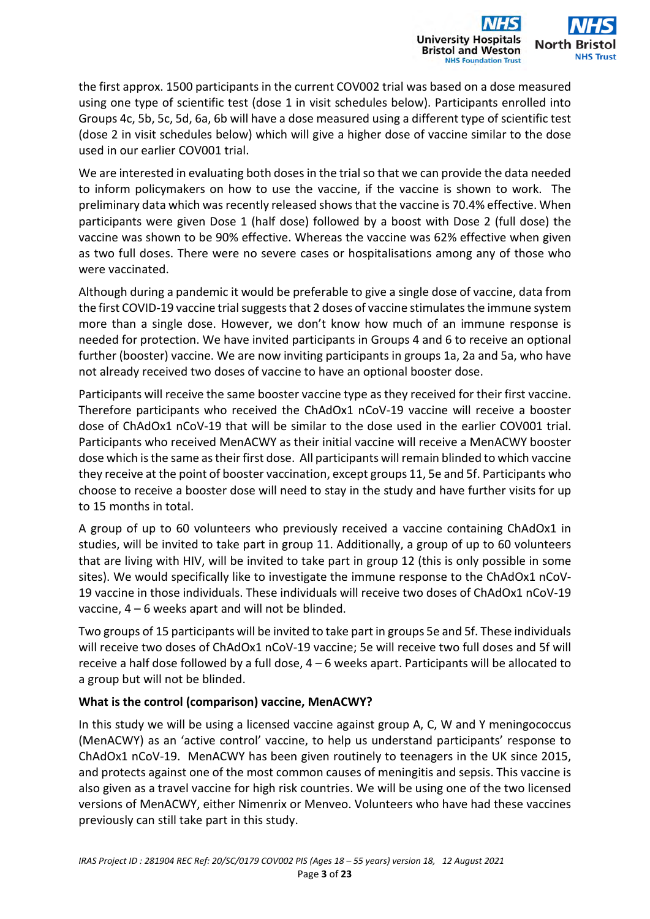the first approx. 1500 participants in the current COV002 trial was based on a dose measured using one type of scientific test (dose 1 in visit schedules below). Participants enrolled into Groups 4c, 5b, 5c, 5d, 6a, 6b will have a dose measured using a different type of scientific test (dose 2 in visit schedules below) which will give a higher dose of vaccine similar to the dose used in our earlier COV001 trial.

We are interested in evaluating both doses in the trial so that we can provide the data needed to inform policymakers on how to use the vaccine, if the vaccine is shown to work. The preliminary data which was recently released shows that the vaccine is 70.4% effective. When participants were given Dose 1 (half dose) followed by a boost with Dose 2 (full dose) the vaccine was shown to be 90% effective. Whereas the vaccine was 62% effective when given as two full doses. There were no severe cases or hospitalisations among any of those who were vaccinated.

Although during a pandemic it would be preferable to give a single dose of vaccine, data from the first COVID-19 vaccine trial suggests that 2 doses of vaccine stimulates the immune system more than a single dose. However, we don't know how much of an immune response is needed for protection. We have invited participants in Groups 4 and 6 to receive an optional further (booster) vaccine. We are now inviting participants in groups 1a, 2a and 5a, who have not already received two doses of vaccine to have an optional booster dose.

Participants will receive the same booster vaccine type as they received for their first vaccine. Therefore participants who received the ChAdOx1 nCoV-19 vaccine will receive a booster dose of ChAdOx1 nCoV-19 that will be similar to the dose used in the earlier COV001 trial. Participants who received MenACWY as their initial vaccine will receive a MenACWY booster dose which is the same as their first dose. All participants will remain blinded to which vaccine they receive at the point of booster vaccination, except groups 11, 5e and 5f. Participants who choose to receive a booster dose will need to stay in the study and have further visits for up to 15 months in total.

A group of up to 60 volunteers who previously received a vaccine containing ChAdOx1 in studies, will be invited to take part in group 11. Additionally, a group of up to 60 volunteers that are living with HIV, will be invited to take part in group 12 (this is only possible in some sites). We would specifically like to investigate the immune response to the ChAdOx1 nCoV-19 vaccine in those individuals. These individuals will receive two doses of ChAdOx1 nCoV-19 vaccine, 4 – 6 weeks apart and will not be blinded.

Two groups of 15 participants will be invited to take part in groups 5e and 5f. These individuals will receive two doses of ChAdOx1 nCoV-19 vaccine; 5e will receive two full doses and 5f will receive a half dose followed by a full dose, 4 – 6 weeks apart. Participants will be allocated to a group but will not be blinded.

**What is the control (comparison) vaccine, MenACWY?**

In this study we will be using a licensed vaccine against group A, C, W and Y meningococcus (MenACWY) as an 'active control' vaccine, to help us understand participants' response to ChAdOx1 nCoV-19. MenACWY has been given routinely to teenagers in the UK since 2015, and protects against one of the most common causes of meningitis and sepsis. This vaccine is also given as a travel vaccine for high risk countries. We will be using one of the two licensed versions of MenACWY, either Nimenrix or Menveo. Volunteers who have had these vaccines previously can still take part in this study.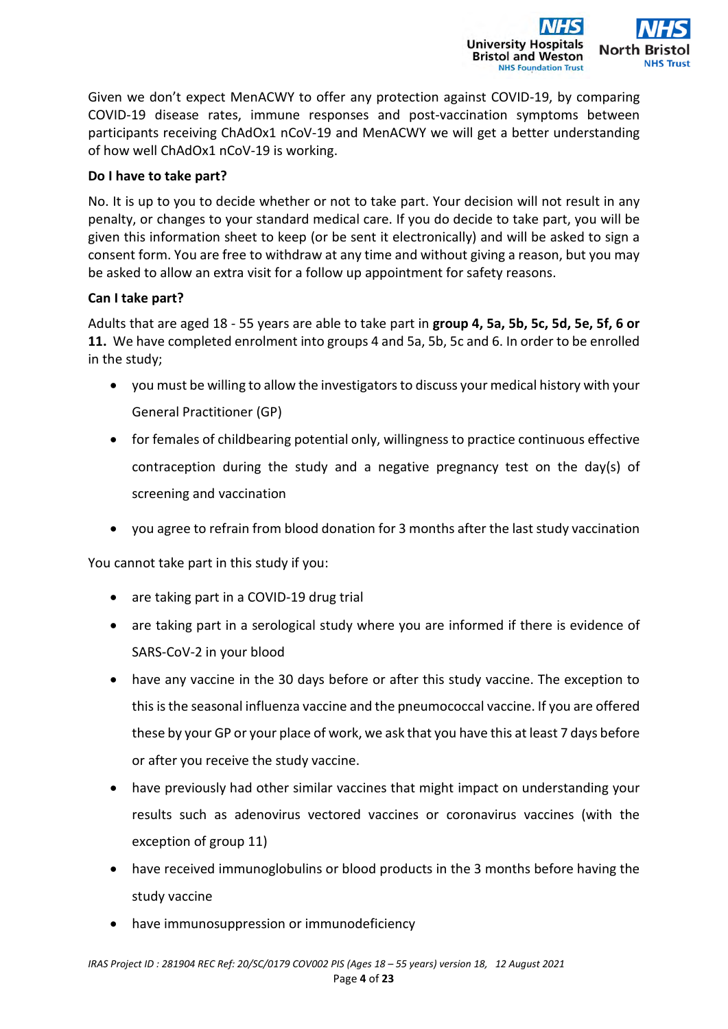Given we don't expect MenACWY to offer any protection against COVID-19, by comparing COVID-19 disease rates, immune responses and post-vaccination symptoms between participants receiving ChAdOx1 nCoV-19 and MenACWY we will get a better understanding of how well ChAdOx1 nCoV-19 is working.

**Do I have to take part?**

No. It is up to you to decide whether or not to take part. Your decision will not result in any penalty, or changes to your standard medical care. If you do decide to take part, you will be given this information sheet to keep (or be sent it electronically) and will be asked to sign a consent form. You are free to withdraw at any time and without giving a reason, but you may be asked to allow an extra visit for a follow up appointment for safety reasons.

**Can I take part?**

Adults that are aged 18 - 55 years are able to take part in **group 4, 5a, 5b, 5c, 5d, 5e, 5f, 6 or 11.** We have completed enrolment into groups 4 and 5a, 5b, 5c and 6. In order to be enrolled in the study;

- you must be willing to allow the investigators to discuss your medical history with your General Practitioner (GP)
- for females of childbearing potential only, willingness to practice continuous effective contraception during the study and a negative pregnancy test on the day(s) of screening and vaccination
- you agree to refrain from blood donation for 3 months after the last study vaccination

You cannot take part in this study if you:

- are taking part in a COVID-19 drug trial
- are taking part in a serological study where you are informed if there is evidence of SARS-CoV-2 in your blood
- have any vaccine in the 30 days before or after this study vaccine. The exception to this is the seasonal influenza vaccine and the pneumococcal vaccine. If you are offered these by your GP or your place of work, we ask that you have this at least 7 days before or after you receive the study vaccine.
- have previously had other similar vaccines that might impact on understanding your results such as adenovirus vectored vaccines or coronavirus vaccines (with the exception of group 11)
- have received immunoglobulins or blood products in the 3 months before having the study vaccine
- have immunosuppression or immunodeficiency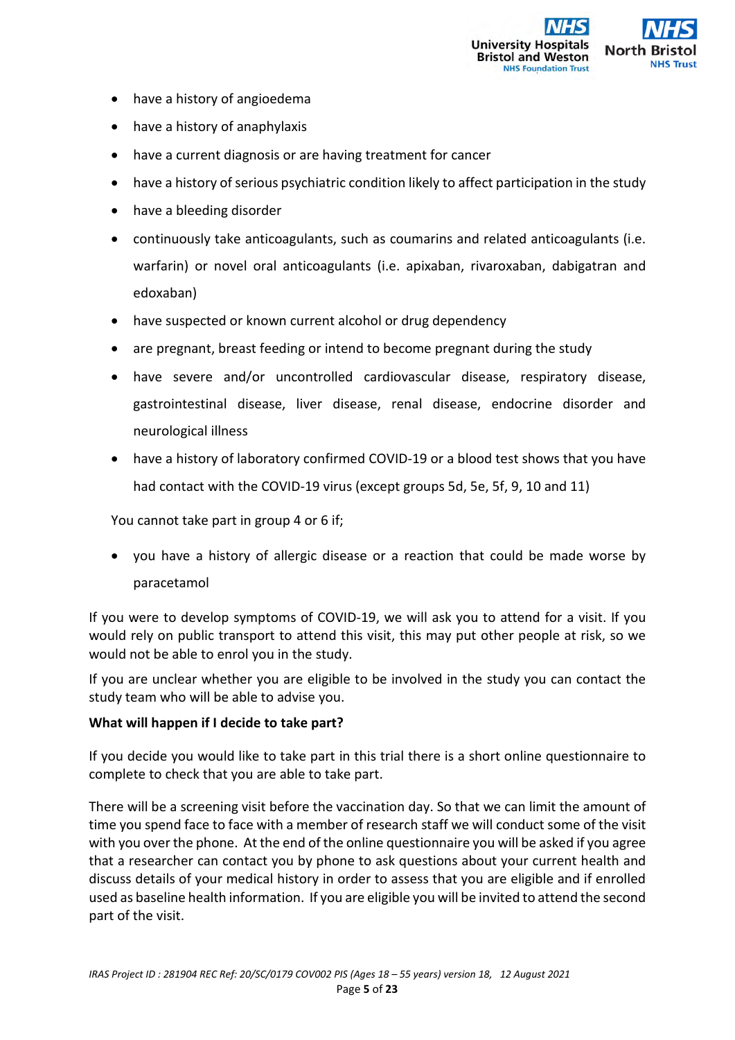- have a history of angioedema
- have a history of anaphylaxis
- have a current diagnosis or are having treatment for cancer
- have a history of serious psychiatric condition likely to affect participation in the study
- have a bleeding disorder
- continuously take anticoagulants, such as coumarins and related anticoagulants (i.e. warfarin) or novel oral anticoagulants (i.e. apixaban, rivaroxaban, dabigatran and edoxaban)
- have suspected or known current alcohol or drug dependency
- are pregnant, breast feeding or intend to become pregnant during the study
- have severe and/or uncontrolled cardiovascular disease, respiratory disease, gastrointestinal disease, liver disease, renal disease, endocrine disorder and neurological illness
- have a history of laboratory confirmed COVID-19 or a blood test shows that you have had contact with the COVID-19 virus (except groups 5d, 5e, 5f, 9, 10 and 11)

You cannot take part in group 4 or 6 if;

- you have a history of allergic disease or a reaction that could be made worse by paracetamol

If you were to develop symptoms of COVID-19, we will ask you to attend for a visit. If you would rely on public transport to attend this visit, this may put other people at risk, so we would not be able to enrol you in the study.

If you are unclear whether you are eligible to be involved in the study you can contact the study team who will be able to advise you.

**What will happen if I decide to take part?**

If you decide you would like to take part in this trial there is a short online questionnaire to complete to check that you are able to take part.

There will be a screening visit before the vaccination day. So that we can limit the amount of time you spend face to face with a member of research staff we will conduct some of the visit with you over the phone. At the end of the online questionnaire you will be asked if you agree that a researcher can contact you by phone to ask questions about your current health and discuss details of your medical history in order to assess that you are eligible and if enrolled used as baseline health information. If you are eligible you will be invited to attend the second part of the visit.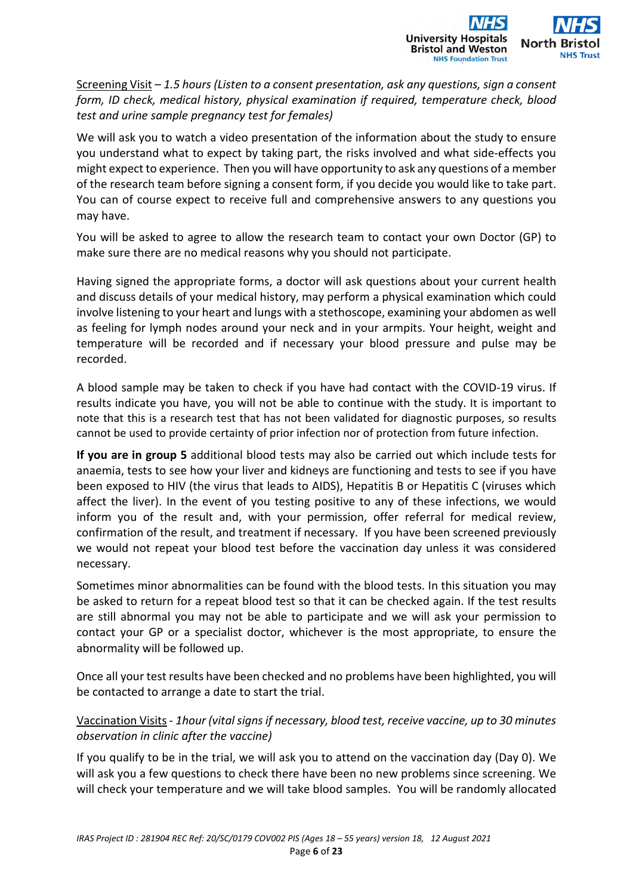<u>Screening Visit</u> – *1.5 hours (Listen to a consent presentation, ask any questions, sign a consent form, ID check, medical history, physical examination if required, temperature check, blood test and urine sample pregnancy test for females)*

We will ask you to watch a video presentation of the information about the study to ensure you understand what to expect by taking part, the risks involved and what side-effects you might expect to experience. Then you will have opportunity to ask any questions of a member of the research team before signing a consent form, if you decide you would like to take part. You can of course expect to receive full and comprehensive answers to any questions you may have.

You will be asked to agree to allow the research team to contact your own Doctor (GP) to make sure there are no medical reasons why you should not participate.

Having signed the appropriate forms, a doctor will ask questions about your current health and discuss details of your medical history, may perform a physical examination which could involve listening to your heart and lungs with a stethoscope, examining your abdomen as well as feeling for lymph nodes around your neck and in your armpits. Your height, weight and temperature will be recorded and if necessary your blood pressure and pulse may be recorded.

A blood sample may be taken to check if you have had contact with the COVID-19 virus. If results indicate you have, you will not be able to continue with the study. It is important to note that this is a research test that has not been validated for diagnostic purposes, so results cannot be used to provide certainty of prior infection nor of protection from future infection.

**If you are in group 5** additional blood tests may also be carried out which include tests for anaemia, tests to see how your liver and kidneys are functioning and tests to see if you have been exposed to HIV (the virus that leads to AIDS), Hepatitis B or Hepatitis C (viruses which affect the liver). In the event of you testing positive to any of these infections, we would inform you of the result and, with your permission, offer referral for medical review, confirmation of the result, and treatment if necessary. If you have been screened previously we would not repeat your blood test before the vaccination day unless it was considered necessary.

Sometimes minor abnormalities can be found with the blood tests. In this situation you may be asked to return for a repeat blood test so that it can be checked again. If the test results are still abnormal you may not be able to participate and we will ask your permission to contact your GP or a specialist doctor, whichever is the most appropriate, to ensure the abnormality will be followed up.

Once all your test results have been checked and no problems have been highlighted, you will be contacted to arrange a date to start the trial.

<u>Vaccination Visits</u> - *1hour (vital signs if necessary, blood test, receive vaccine, up to 30 minutes observation in clinic after the vaccine)*

If you qualify to be in the trial, we will ask you to attend on the vaccination day (Day 0). We will ask you a few questions to check there have been no new problems since screening. We will check your temperature and we will take blood samples. You will be randomly allocated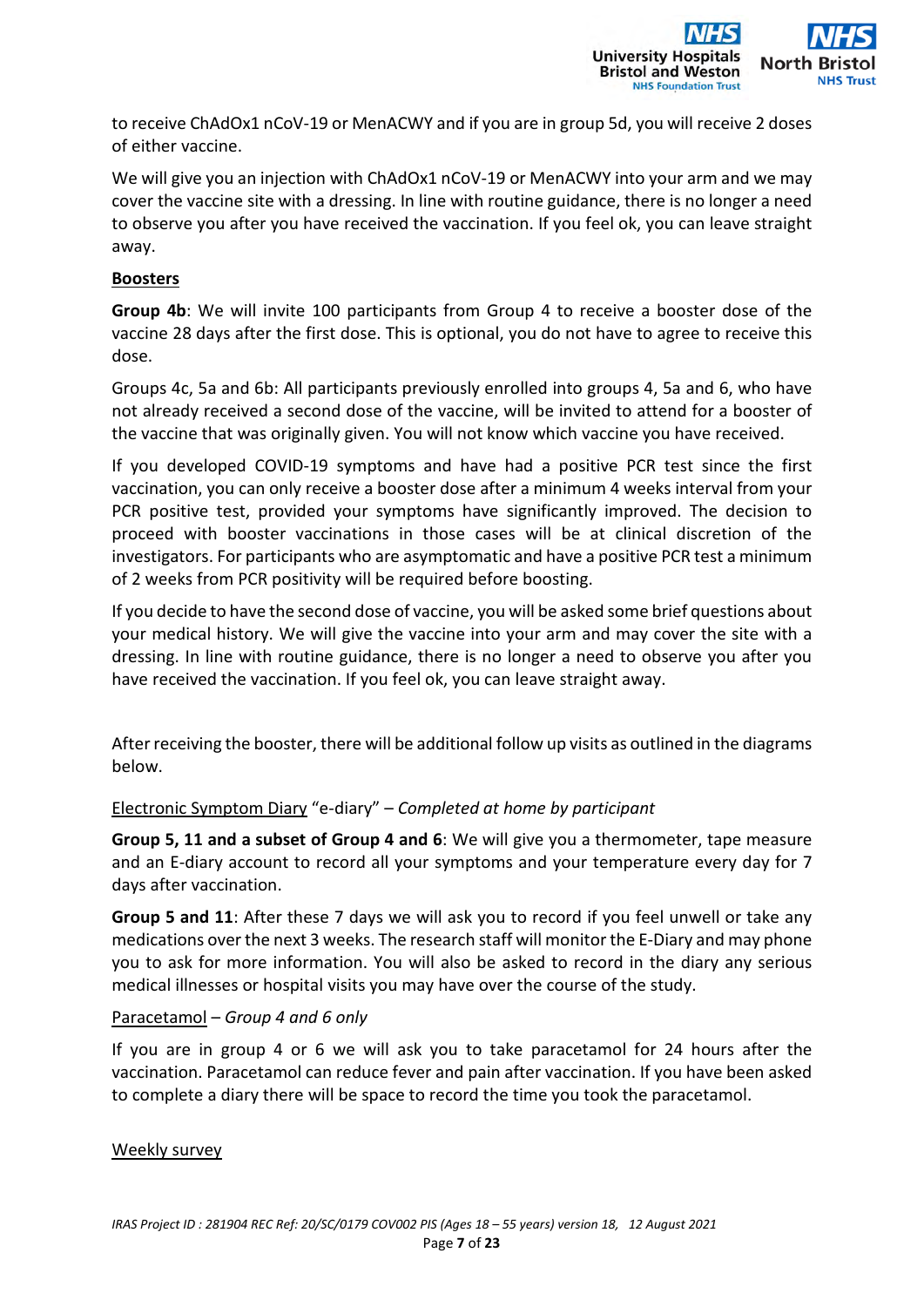to receive ChAdOx1 nCoV-19 or MenACWY and if you are in group 5d, you will receive 2 doses of either vaccine.

We will give you an injection with ChAdOx1 nCoV-19 or MenACWY into your arm and we may cover the vaccine site with a dressing. In line with routine guidance, there is no longer a need to observe you after you have received the vaccination. If you feel ok, you can leave straight away.

**Boosters**

**Group 4b**: We will invite 100 participants from Group 4 to receive a booster dose of the vaccine 28 days after the first dose. This is optional, you do not have to agree to receive this dose.

Groups 4c, 5a and 6b: All participants previously enrolled into groups 4, 5a and 6, who have not already received a second dose of the vaccine, will be invited to attend for a booster of the vaccine that was originally given. You will not know which vaccine you have received.

If you developed COVID-19 symptoms and have had a positive PCR test since the first vaccination, you can only receive a booster dose after a minimum 4 weeks interval from your PCR positive test, provided your symptoms have significantly improved. The decision to proceed with booster vaccinations in those cases will be at clinical discretion of the investigators. For participants who are asymptomatic and have a positive PCR test a minimum of 2 weeks from PCR positivity will be required before boosting.

If you decide to have the second dose of vaccine, you will be asked some brief questions about your medical history. We will give the vaccine into your arm and may cover the site with a dressing. In line with routine guidance, there is no longer a need to observe you after you have received the vaccination. If you feel ok, you can leave straight away.

After receiving the booster, there will be additional follow up visits as outlined in the diagrams below.

Electronic Symptom Diary "e-diary" – *Completed at home by participant*

**Group 5, 11 and a subset of Group 4 and 6**: We will give you a thermometer, tape measure and an E-diary account to record all your symptoms and your temperature every day for 7 days after vaccination.

**Group 5 and 11**: After these 7 days we will ask you to record if you feel unwell or take any medications over the next 3 weeks. The research staff will monitor the E-Diary and may phone you to ask for more information. You will also be asked to record in the diary any serious medical illnesses or hospital visits you may have over the course of the study.

Paracetamol – *Group 4 and 6 only*

If you are in group 4 or 6 we will ask you to take paracetamol for 24 hours after the vaccination. Paracetamol can reduce fever and pain after vaccination. If you have been asked to complete a diary there will be space to record the time you took the paracetamol.

Weekly survey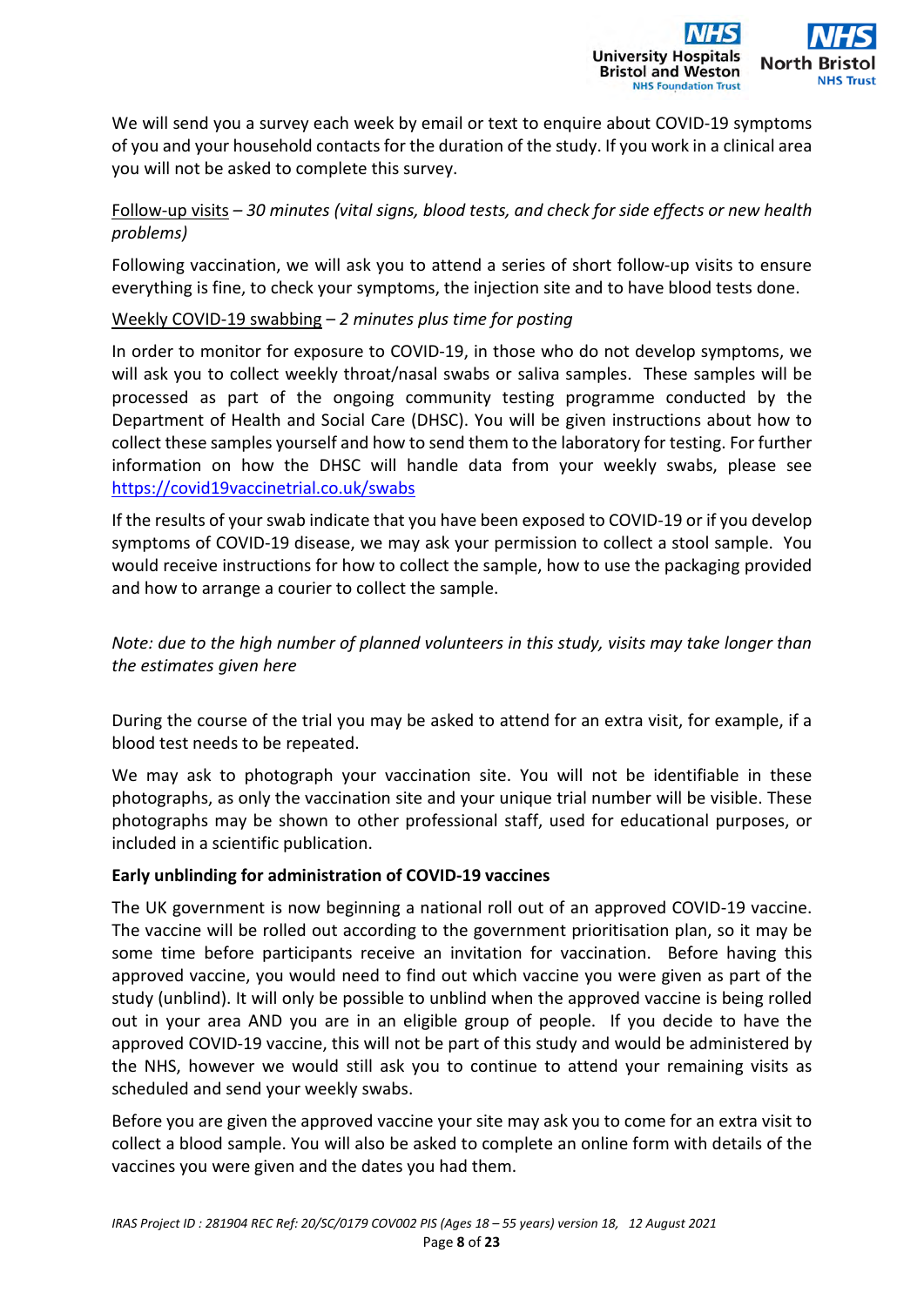We will send you a survey each week by email or text to enquire about COVID-19 symptoms of you and your household contacts for the duration of the study. If you work in a clinical area you will not be asked to complete this survey.

Follow-up visits – *30 minutes (vital signs, blood tests, and check for side effects or new health problems)*

Following vaccination, we will ask you to attend a series of short follow-up visits to ensure everything is fine, to check your symptoms, the injection site and to have blood tests done.

Weekly COVID-19 swabbing – *2 minutes plus time for posting*

In order to monitor for exposure to COVID-19, in those who do not develop symptoms, we will ask you to collect weekly throat/nasal swabs or saliva samples. These samples will be processed as part of the ongoing community testing programme conducted by the Department of Health and Social Care (DHSC). You will be given instructions about how to collect these samples yourself and how to send them to the laboratory for testing. For further information on how the DHSC will handle data from your weekly swabs, please see https://covid19vaccinetrial.co.uk/swabs

If the results of your swab indicate that you have been exposed to COVID-19 or if you develop symptoms of COVID-19 disease, we may ask your permission to collect a stool sample. You would receive instructions for how to collect the sample, how to use the packaging provided and how to arrange a courier to collect the sample.

*Note: due to the high number of planned volunteers in this study, visits may take longer than the estimates given here*

During the course of the trial you may be asked to attend for an extra visit, for example, if a blood test needs to be repeated.

We may ask to photograph your vaccination site. You will not be identifiable in these photographs, as only the vaccination site and your unique trial number will be visible. These photographs may be shown to other professional staff, used for educational purposes, or included in a scientific publication.

**Early unblinding for administration of COVID-19 vaccines**

The UK government is now beginning a national roll out of an approved COVID-19 vaccine. The vaccine will be rolled out according to the government prioritisation plan, so it may be some time before participants receive an invitation for vaccination. Before having this approved vaccine, you would need to find out which vaccine you were given as part of the study (unblind). It will only be possible to unblind when the approved vaccine is being rolled out in your area AND you are in an eligible group of people. If you decide to have the approved COVID-19 vaccine, this will not be part of this study and would be administered by the NHS, however we would still ask you to continue to attend your remaining visits as scheduled and send your weekly swabs.

Before you are given the approved vaccine your site may ask you to come for an extra visit to collect a blood sample. You will also be asked to complete an online form with details of the vaccines you were given and the dates you had them.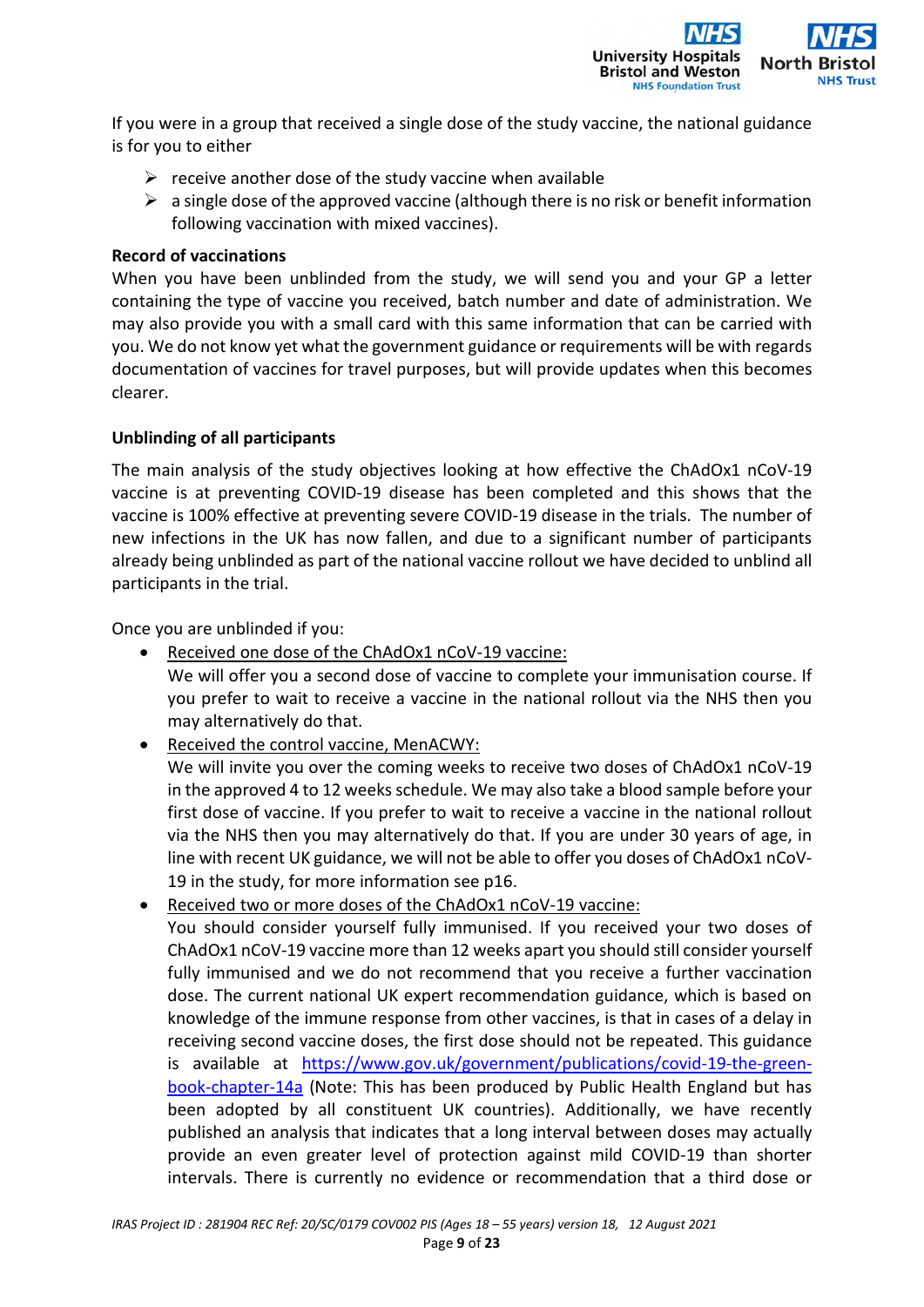If you were in a group that received a single dose of the study vaccine, the national guidance is for you to either

- receive another dose of the study vaccine when available
- a single dose of the approved vaccine (although there is no risk or benefit information following vaccination with mixed vaccines).

**Record of vaccinations**

When you have been unblinded from the study, we will send you and your GP a letter containing the type of vaccine you received, batch number and date of administration. We may also provide you with a small card with this same information that can be carried with you. We do not know yet what the government guidance or requirements will be with regards documentation of vaccines for travel purposes, but will provide updates when this becomes clearer.

**Unblinding of all participants**

The main analysis of the study objectives looking at how effective the ChAdOx1 nCoV-19 vaccine is at preventing COVID-19 disease has been completed and this shows that the vaccine is 100% effective at preventing severe COVID-19 disease in the trials. The number of new infections in the UK has now fallen, and due to a significant number of participants already being unblinded as part of the national vaccine rollout we have decided to unblind all participants in the trial.

Once you are unblinded if you:

- Received one dose of the ChAdOx1 nCoV-19 vaccine:
  We will offer you a second dose of vaccine to complete your immunisation course. If you prefer to wait to receive a vaccine in the national rollout via the NHS then you may alternatively do that.
- Received the control vaccine, MenACWY:
  We will invite you over the coming weeks to receive two doses of ChAdOx1 nCoV-19 in the approved 4 to 12 weeks schedule. We may also take a blood sample before your first dose of vaccine. If you prefer to wait to receive a vaccine in the national rollout via the NHS then you may alternatively do that. If you are under 30 years of age, in line with recent UK guidance, we will not be able to offer you doses of ChAdOx1 nCoV-19 in the study, for more information see p16.
- Received two or more doses of the ChAdOx1 nCoV-19 vaccine:
  You should consider yourself fully immunised. If you received your two doses of ChAdOx1 nCoV-19 vaccine more than 12 weeks apart you should still consider yourself fully immunised and we do not recommend that you receive a further vaccination dose. The current national UK expert recommendation guidance, which is based on knowledge of the immune response from other vaccines, is that in cases of a delay in receiving second vaccine doses, the first dose should not be repeated. This guidance is available at https://www.gov.uk/government/publications/covid-19-the-green-book-chapter-14a (Note: This has been produced by Public Health England but has been adopted by all constituent UK countries). Additionally, we have recently published an analysis that indicates that a long interval between doses may actually provide an even greater level of protection against mild COVID-19 than shorter intervals. There is currently no evidence or recommendation that a third dose or

*IRAS Project ID : 281904 REC Ref: 20/SC/0179 COV002 PIS (Ages 18 – 55 years) version 18, 12 August 2021*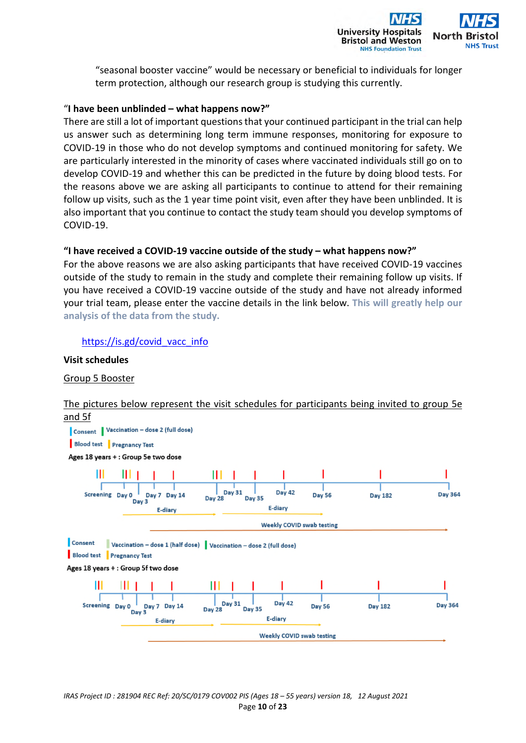"seasonal booster vaccine" would be necessary or beneficial to individuals for longer term protection, although our research group is studying this currently.

"**I have been unblinded – what happens now?"**

There are still a lot of important questions that your continued participant in the trial can help us answer such as determining long term immune responses, monitoring for exposure to COVID-19 in those who do not develop symptoms and continued monitoring for safety. We are particularly interested in the minority of cases where vaccinated individuals still go on to develop COVID-19 and whether this can be predicted in the future by doing blood tests. For the reasons above we are asking all participants to continue to attend for their remaining follow up visits, such as the 1 year time point visit, even after they have been unblinded. It is also important that you continue to contact the study team should you develop symptoms of COVID-19.

**"I have received a COVID-19 vaccine outside of the study – what happens now?"**

For the above reasons we are also asking participants that have received COVID-19 vaccines outside of the study to remain in the study and complete their remaining follow up visits. If you have received a COVID-19 vaccine outside of the study and have not already informed your trial team, please enter the vaccine details in the link below. **This will greatly help our analysis of the data from the study.**

https://is.gd/covid_vacc_info

**Visit schedules**

Group 5 Booster

The pictures below represent the visit schedules for participants being invited to group 5e and 5f

Consent | Vaccination – dose 2 (full dose) | Blood test | Pregnancy Test

**Ages 18 years + : Group 5e two dose**

Screening, Day 0, Day 3, Day 7, Day 14, Day 28, Day 31, Day 35, Day 42, Day 56, Day 182, Day 364

E-diary (Day 0 – Day 28); E-diary (Day 28 – Day 56)

Weekly COVID swab testing (Day 7 – Day 364)

Consent | Vaccination – dose 1 (half dose) | Vaccination – dose 2 (full dose) | Blood test | Pregnancy Test

**Ages 18 years + : Group 5f two dose**

Screening, Day 0, Day 3, Day 7, Day 14, Day 28, Day 31, Day 35, Day 42, Day 56, Day 182, Day 364

E-diary (Day 0 – Day 28); E-diary (Day 28 – Day 56)

Weekly COVID swab testing (Day 7 – Day 364)

*IRAS Project ID : 281904 REC Ref: 20/SC/0179 COV002 PIS (Ages 18 – 55 years) version 18, 12 August 2021*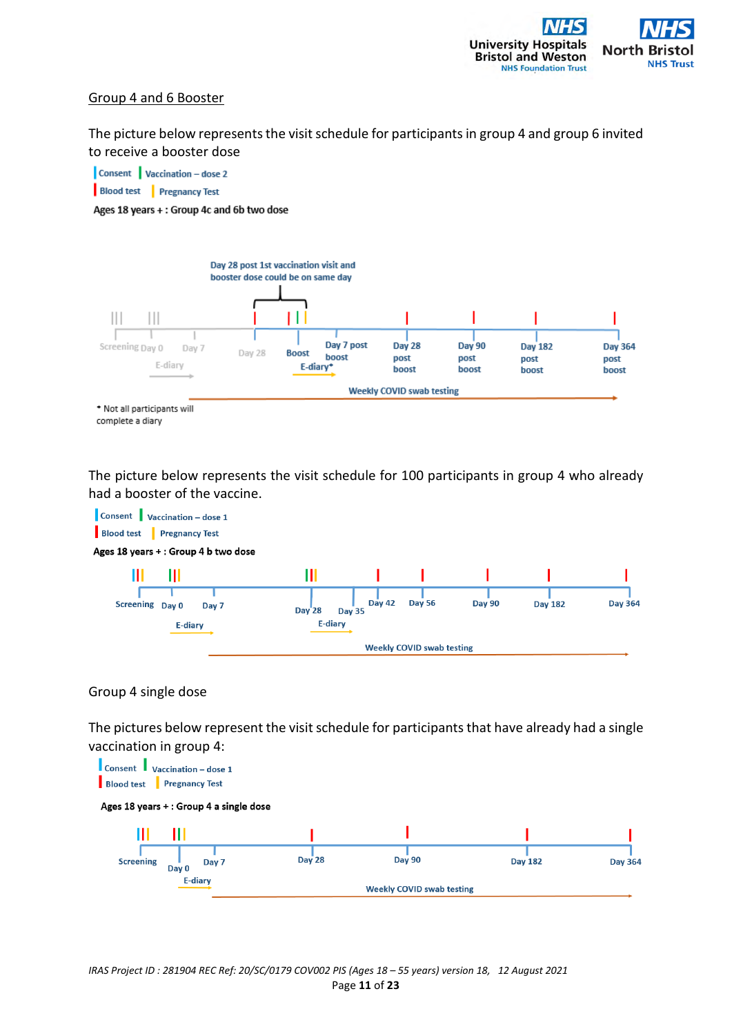## Group 4 and 6 Booster

The picture below represents the visit schedule for participants in group 4 and group 6 invited to receive a booster dose

Consent | Vaccination – dose 2
Blood test | Pregnancy Test

**Ages 18 years + : Group 4c and 6b two dose**

Day 28 post 1st vaccination visit and booster dose could be on same day

Screening Day 0 Day 7 Day 28 Boost Day 7 post boost Day 28 post boost Day 90 post boost Day 182 post boost Day 364 post boost

E-diary E-diary*

Weekly COVID swab testing

* Not all participants will complete a diary

The picture below represents the visit schedule for 100 participants in group 4 who already had a booster of the vaccine.

Consent | Vaccination – dose 1
Blood test | Pregnancy Test

**Ages 18 years + : Group 4 b two dose**

Screening Day 0 Day 7 Day 28 Day 35 Day 42 Day 56 Day 90 Day 182 Day 364

E-diary E-diary

Weekly COVID swab testing

## Group 4 single dose

The pictures below represent the visit schedule for participants that have already had a single vaccination in group 4:

Consent | Vaccination – dose 1
Blood test | Pregnancy Test

**Ages 18 years + : Group 4 a single dose**

Screening Day 0 Day 7 Day 28 Day 90 Day 182 Day 364

E-diary

Weekly COVID swab testing

*IRAS Project ID : 281904 REC Ref: 20/SC/0179 COV002 PIS (Ages 18 – 55 years) version 18, 12 August 2021*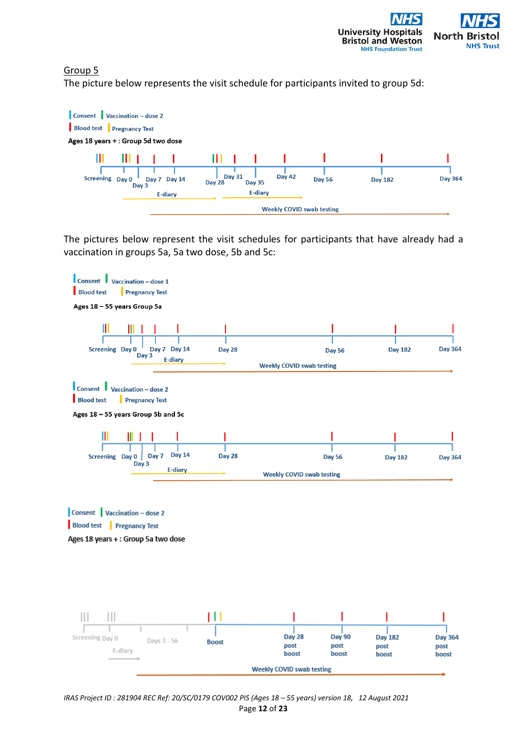## Group 5

The picture below represents the visit schedule for participants invited to group 5d:

Consent | Vaccination – dose 2
Blood test | Pregnancy Test

**Ages 18 years + : Group 5d two dose**

Screening — Day 0 — Day 3 — Day 7 — Day 14 — Day 28 — Day 31 — Day 35 — Day 42 — Day 56 — Day 182 — Day 364

E-diary (Day 0 to Day 28); E-diary (Day 28 to Day 42)

Weekly COVID swab testing

The pictures below represent the visit schedules for participants that have already had a vaccination in groups 5a, 5a two dose, 5b and 5c:

Consent | Vaccination – dose 1
Blood test | Pregnancy Test

**Ages 18 – 55 years Group 5a**

Screening — Day 0 — Day 3 — Day 7 — Day 14 — Day 28 — Day 56 — Day 182 — Day 364

E-diary

Weekly COVID swab testing

Consent | Vaccination – dose 2
Blood test | Pregnancy Test

**Ages 18 – 55 years Group 5b and 5c**

Screening — Day 0 — Day 3 — Day 7 — Day 14 — Day 28 — Day 56 — Day 182 — Day 364

E-diary

Weekly COVID swab testing

Consent | Vaccination – dose 2
Blood test | Pregnancy Test

Ages 18 years + : Group 5a two dose

Screening — Day 0 — Days 3 - 56 — Boost — Day 28 post boost — Day 90 post boost — Day 182 post boost — Day 364 post boost

E-diary

Weekly COVID swab testing

*IRAS Project ID : 281904 REC Ref: 20/SC/0179 COV002 PIS (Ages 18 – 55 years) version 18, 12 August 2021*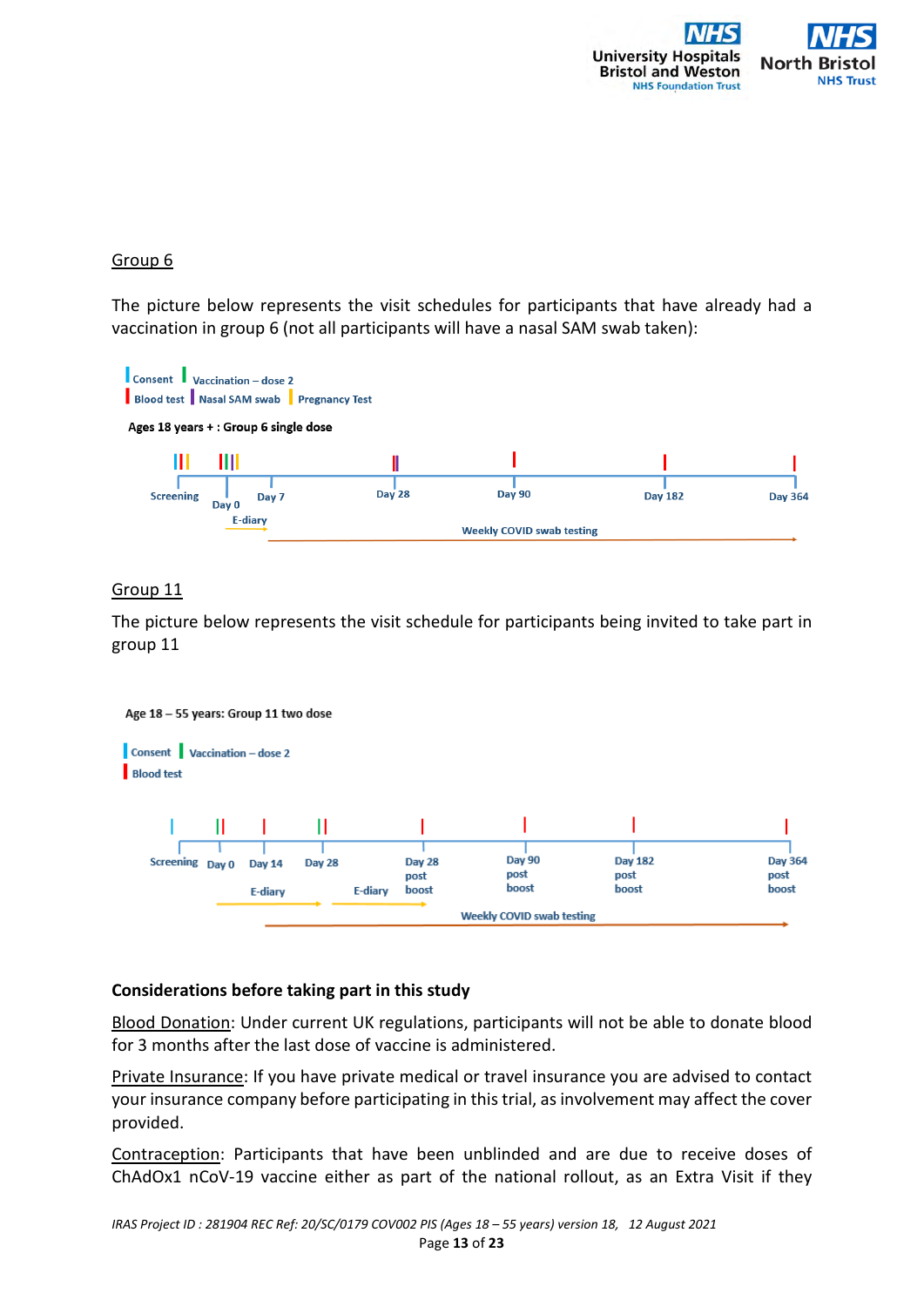Group 6

The picture below represents the visit schedules for participants that have already had a vaccination in group 6 (not all participants will have a nasal SAM swab taken):

Consent | Vaccination – dose 2
Blood test | Nasal SAM swab | Pregnancy Test

**Ages 18 years + : Group 6 single dose**

Screening — Day 0 — Day 7 — Day 28 — Day 90 — Day 182 — Day 364

E-diary

Weekly COVID swab testing

Group 11

The picture below represents the visit schedule for participants being invited to take part in group 11

**Age 18 – 55 years: Group 11 two dose**

Consent | Vaccination – dose 2
Blood test

Screening — Day 0 — Day 14 — Day 28 — Day 28 post boost — Day 90 post boost — Day 182 post boost — Day 364 post boost

E-diary | E-diary

Weekly COVID swab testing

**Considerations before taking part in this study**

Blood Donation: Under current UK regulations, participants will not be able to donate blood for 3 months after the last dose of vaccine is administered.

Private Insurance: If you have private medical or travel insurance you are advised to contact your insurance company before participating in this trial, as involvement may affect the cover provided.

Contraception: Participants that have been unblinded and are due to receive doses of ChAdOx1 nCoV-19 vaccine either as part of the national rollout, as an Extra Visit if they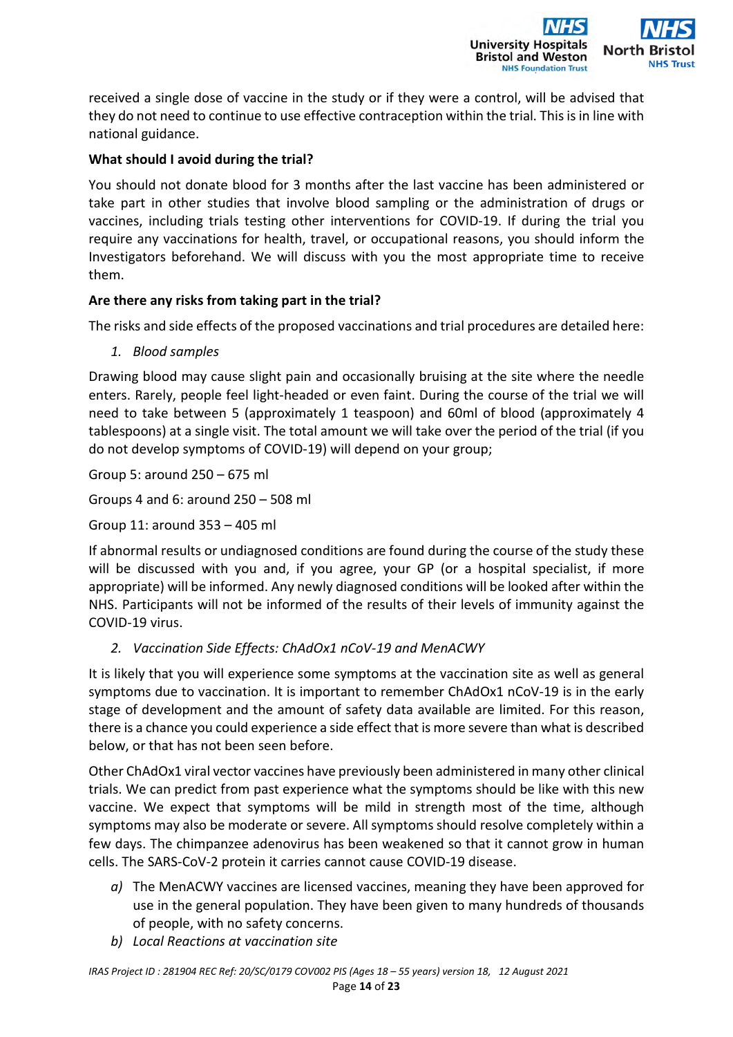received a single dose of vaccine in the study or if they were a control, will be advised that they do not need to continue to use effective contraception within the trial. This is in line with national guidance.

**What should I avoid during the trial?**

You should not donate blood for 3 months after the last vaccine has been administered or take part in other studies that involve blood sampling or the administration of drugs or vaccines, including trials testing other interventions for COVID-19. If during the trial you require any vaccinations for health, travel, or occupational reasons, you should inform the Investigators beforehand. We will discuss with you the most appropriate time to receive them.

**Are there any risks from taking part in the trial?**

The risks and side effects of the proposed vaccinations and trial procedures are detailed here:

1. *Blood samples*

Drawing blood may cause slight pain and occasionally bruising at the site where the needle enters. Rarely, people feel light-headed or even faint. During the course of the trial we will need to take between 5 (approximately 1 teaspoon) and 60ml of blood (approximately 4 tablespoons) at a single visit. The total amount we will take over the period of the trial (if you do not develop symptoms of COVID-19) will depend on your group;

Group 5: around 250 – 675 ml

Groups 4 and 6: around 250 – 508 ml

Group 11: around 353 – 405 ml

If abnormal results or undiagnosed conditions are found during the course of the study these will be discussed with you and, if you agree, your GP (or a hospital specialist, if more appropriate) will be informed. Any newly diagnosed conditions will be looked after within the NHS. Participants will not be informed of the results of their levels of immunity against the COVID-19 virus.

2. *Vaccination Side Effects: ChAdOx1 nCoV-19 and MenACWY*

It is likely that you will experience some symptoms at the vaccination site as well as general symptoms due to vaccination. It is important to remember ChAdOx1 nCoV-19 is in the early stage of development and the amount of safety data available are limited. For this reason, there is a chance you could experience a side effect that is more severe than what is described below, or that has not been seen before.

Other ChAdOx1 viral vector vaccines have previously been administered in many other clinical trials. We can predict from past experience what the symptoms should be like with this new vaccine. We expect that symptoms will be mild in strength most of the time, although symptoms may also be moderate or severe. All symptoms should resolve completely within a few days. The chimpanzee adenovirus has been weakened so that it cannot grow in human cells. The SARS-CoV-2 protein it carries cannot cause COVID-19 disease.

a) The MenACWY vaccines are licensed vaccines, meaning they have been approved for use in the general population. They have been given to many hundreds of thousands of people, with no safety concerns.
b) *Local Reactions at vaccination site*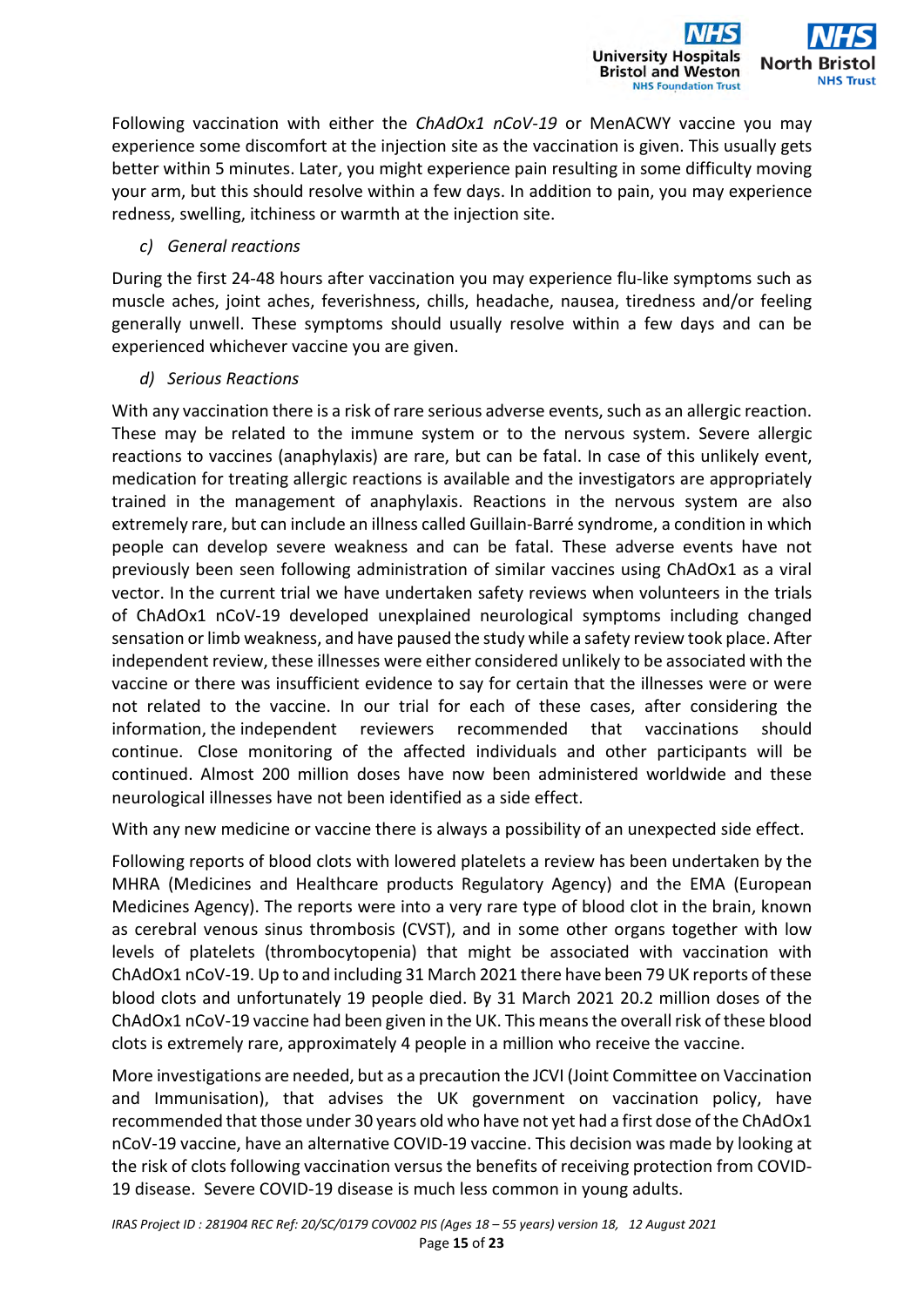Following vaccination with either the *ChAdOx1 nCoV-19* or MenACWY vaccine you may experience some discomfort at the injection site as the vaccination is given. This usually gets better within 5 minutes. Later, you might experience pain resulting in some difficulty moving your arm, but this should resolve within a few days. In addition to pain, you may experience redness, swelling, itchiness or warmth at the injection site.

*c) General reactions*

During the first 24-48 hours after vaccination you may experience flu-like symptoms such as muscle aches, joint aches, feverishness, chills, headache, nausea, tiredness and/or feeling generally unwell. These symptoms should usually resolve within a few days and can be experienced whichever vaccine you are given.

*d) Serious Reactions*

With any vaccination there is a risk of rare serious adverse events, such as an allergic reaction. These may be related to the immune system or to the nervous system. Severe allergic reactions to vaccines (anaphylaxis) are rare, but can be fatal. In case of this unlikely event, medication for treating allergic reactions is available and the investigators are appropriately trained in the management of anaphylaxis. Reactions in the nervous system are also extremely rare, but can include an illness called Guillain-Barré syndrome, a condition in which people can develop severe weakness and can be fatal. These adverse events have not previously been seen following administration of similar vaccines using ChAdOx1 as a viral vector. In the current trial we have undertaken safety reviews when volunteers in the trials of ChAdOx1 nCoV-19 developed unexplained neurological symptoms including changed sensation or limb weakness, and have paused the study while a safety review took place. After independent review, these illnesses were either considered unlikely to be associated with the vaccine or there was insufficient evidence to say for certain that the illnesses were or were not related to the vaccine. In our trial for each of these cases, after considering the information, the independent reviewers recommended that vaccinations should continue. Close monitoring of the affected individuals and other participants will be continued. Almost 200 million doses have now been administered worldwide and these neurological illnesses have not been identified as a side effect.

With any new medicine or vaccine there is always a possibility of an unexpected side effect.

Following reports of blood clots with lowered platelets a review has been undertaken by the MHRA (Medicines and Healthcare products Regulatory Agency) and the EMA (European Medicines Agency). The reports were into a very rare type of blood clot in the brain, known as cerebral venous sinus thrombosis (CVST), and in some other organs together with low levels of platelets (thrombocytopenia) that might be associated with vaccination with ChAdOx1 nCoV-19. Up to and including 31 March 2021 there have been 79 UK reports of these blood clots and unfortunately 19 people died. By 31 March 2021 20.2 million doses of the ChAdOx1 nCoV-19 vaccine had been given in the UK. This means the overall risk of these blood clots is extremely rare, approximately 4 people in a million who receive the vaccine.

More investigations are needed, but as a precaution the JCVI (Joint Committee on Vaccination and Immunisation), that advises the UK government on vaccination policy, have recommended that those under 30 years old who have not yet had a first dose of the ChAdOx1 nCoV-19 vaccine, have an alternative COVID-19 vaccine. This decision was made by looking at the risk of clots following vaccination versus the benefits of receiving protection from COVID-19 disease. Severe COVID-19 disease is much less common in young adults.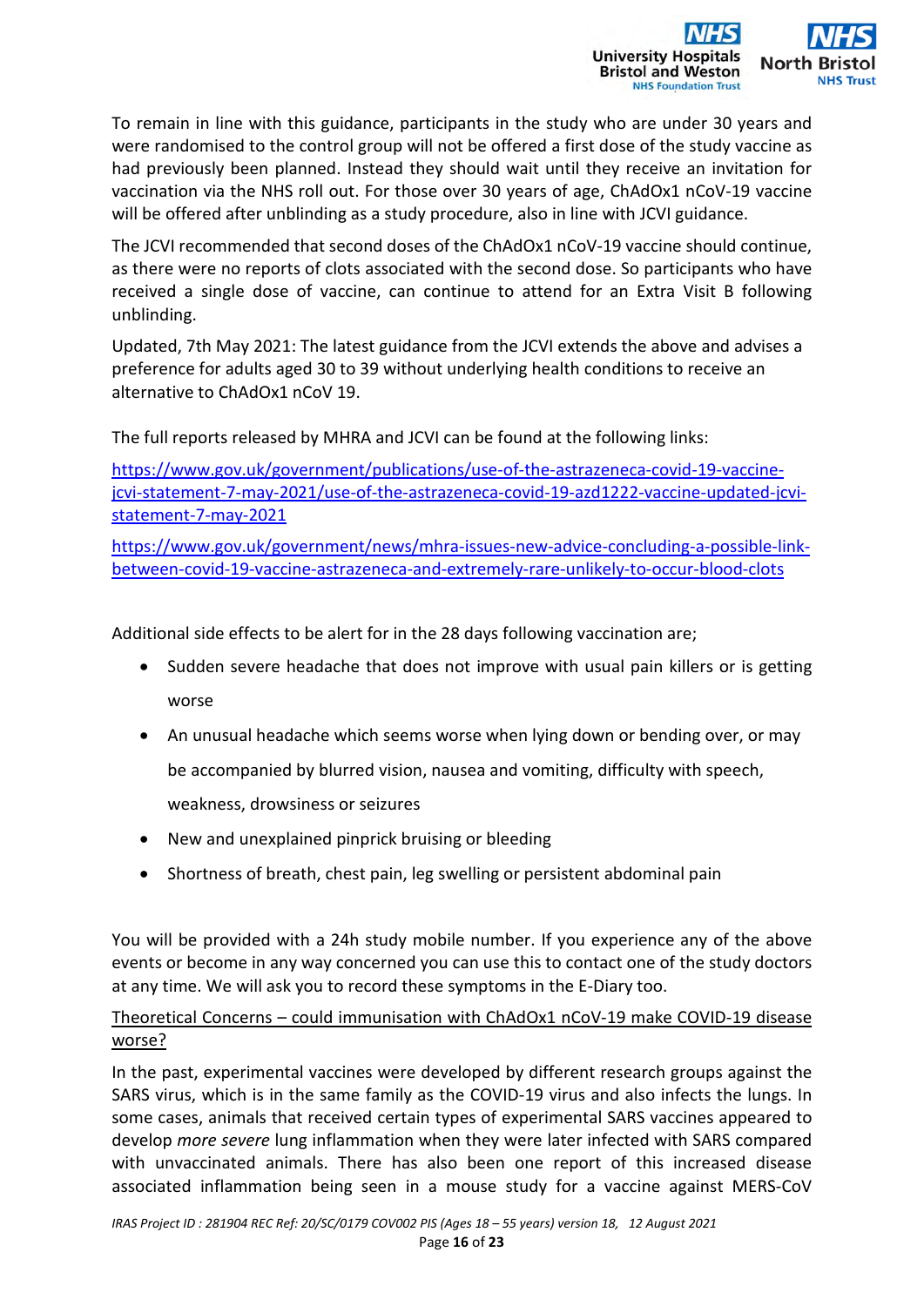To remain in line with this guidance, participants in the study who are under 30 years and were randomised to the control group will not be offered a first dose of the study vaccine as had previously been planned. Instead they should wait until they receive an invitation for vaccination via the NHS roll out. For those over 30 years of age, ChAdOx1 nCoV-19 vaccine will be offered after unblinding as a study procedure, also in line with JCVI guidance.

The JCVI recommended that second doses of the ChAdOx1 nCoV-19 vaccine should continue, as there were no reports of clots associated with the second dose. So participants who have received a single dose of vaccine, can continue to attend for an Extra Visit B following unblinding.

Updated, 7th May 2021: The latest guidance from the JCVI extends the above and advises a preference for adults aged 30 to 39 without underlying health conditions to receive an alternative to ChAdOx1 nCoV 19.

The full reports released by MHRA and JCVI can be found at the following links:

https://www.gov.uk/government/publications/use-of-the-astrazeneca-covid-19-vaccine-jcvi-statement-7-may-2021/use-of-the-astrazeneca-covid-19-azd1222-vaccine-updated-jcvi-statement-7-may-2021

https://www.gov.uk/government/news/mhra-issues-new-advice-concluding-a-possible-link-between-covid-19-vaccine-astrazeneca-and-extremely-rare-unlikely-to-occur-blood-clots

Additional side effects to be alert for in the 28 days following vaccination are;

- Sudden severe headache that does not improve with usual pain killers or is getting worse
- An unusual headache which seems worse when lying down or bending over, or may be accompanied by blurred vision, nausea and vomiting, difficulty with speech, weakness, drowsiness or seizures
- New and unexplained pinprick bruising or bleeding
- Shortness of breath, chest pain, leg swelling or persistent abdominal pain

You will be provided with a 24h study mobile number. If you experience any of the above events or become in any way concerned you can use this to contact one of the study doctors at any time. We will ask you to record these symptoms in the E-Diary too.

Theoretical Concerns – could immunisation with ChAdOx1 nCoV-19 make COVID-19 disease worse?

In the past, experimental vaccines were developed by different research groups against the SARS virus, which is in the same family as the COVID-19 virus and also infects the lungs. In some cases, animals that received certain types of experimental SARS vaccines appeared to develop *more severe* lung inflammation when they were later infected with SARS compared with unvaccinated animals. There has also been one report of this increased disease associated inflammation being seen in a mouse study for a vaccine against MERS-CoV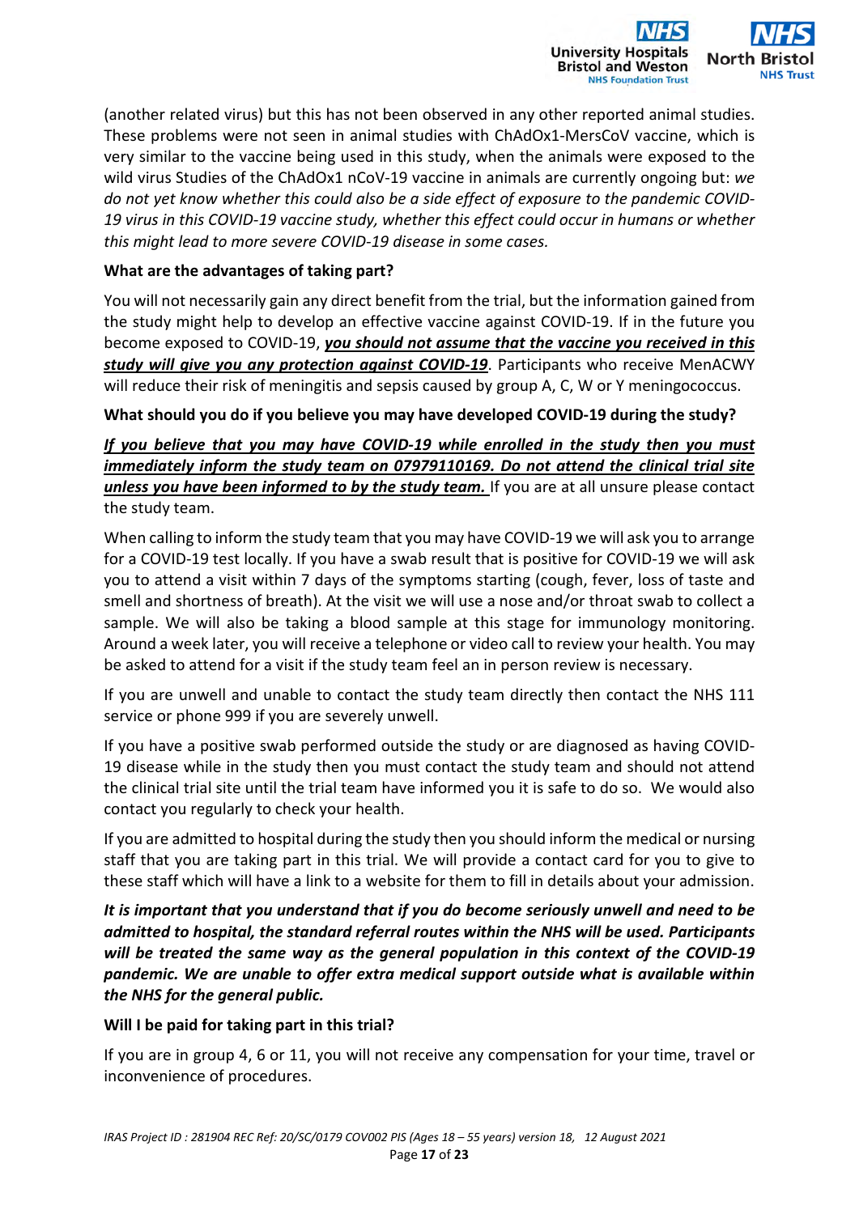(another related virus) but this has not been observed in any other reported animal studies. These problems were not seen in animal studies with ChAdOx1-MersCoV vaccine, which is very similar to the vaccine being used in this study, when the animals were exposed to the wild virus Studies of the ChAdOx1 nCoV-19 vaccine in animals are currently ongoing but: *we do not yet know whether this could also be a side effect of exposure to the pandemic COVID-19 virus in this COVID-19 vaccine study, whether this effect could occur in humans or whether this might lead to more severe COVID-19 disease in some cases.*

**What are the advantages of taking part?**

You will not necessarily gain any direct benefit from the trial, but the information gained from the study might help to develop an effective vaccine against COVID-19. If in the future you become exposed to COVID-19, ***you should not assume that the vaccine you received in this study will give you any protection against COVID-19***. Participants who receive MenACWY will reduce their risk of meningitis and sepsis caused by group A, C, W or Y meningococcus.

**What should you do if you believe you may have developed COVID-19 during the study?**

***If you believe that you may have COVID-19 while enrolled in the study then you must immediately inform the study team on 07979110169. Do not attend the clinical trial site unless you have been informed to by the study team.*** If you are at all unsure please contact the study team.

When calling to inform the study team that you may have COVID-19 we will ask you to arrange for a COVID-19 test locally. If you have a swab result that is positive for COVID-19 we will ask you to attend a visit within 7 days of the symptoms starting (cough, fever, loss of taste and smell and shortness of breath). At the visit we will use a nose and/or throat swab to collect a sample. We will also be taking a blood sample at this stage for immunology monitoring. Around a week later, you will receive a telephone or video call to review your health. You may be asked to attend for a visit if the study team feel an in person review is necessary.

If you are unwell and unable to contact the study team directly then contact the NHS 111 service or phone 999 if you are severely unwell.

If you have a positive swab performed outside the study or are diagnosed as having COVID-19 disease while in the study then you must contact the study team and should not attend the clinical trial site until the trial team have informed you it is safe to do so. We would also contact you regularly to check your health.

If you are admitted to hospital during the study then you should inform the medical or nursing staff that you are taking part in this trial. We will provide a contact card for you to give to these staff which will have a link to a website for them to fill in details about your admission.

***It is important that you understand that if you do become seriously unwell and need to be admitted to hospital, the standard referral routes within the NHS will be used. Participants will be treated the same way as the general population in this context of the COVID-19 pandemic. We are unable to offer extra medical support outside what is available within the NHS for the general public.***

**Will I be paid for taking part in this trial?**

If you are in group 4, 6 or 11, you will not receive any compensation for your time, travel or inconvenience of procedures.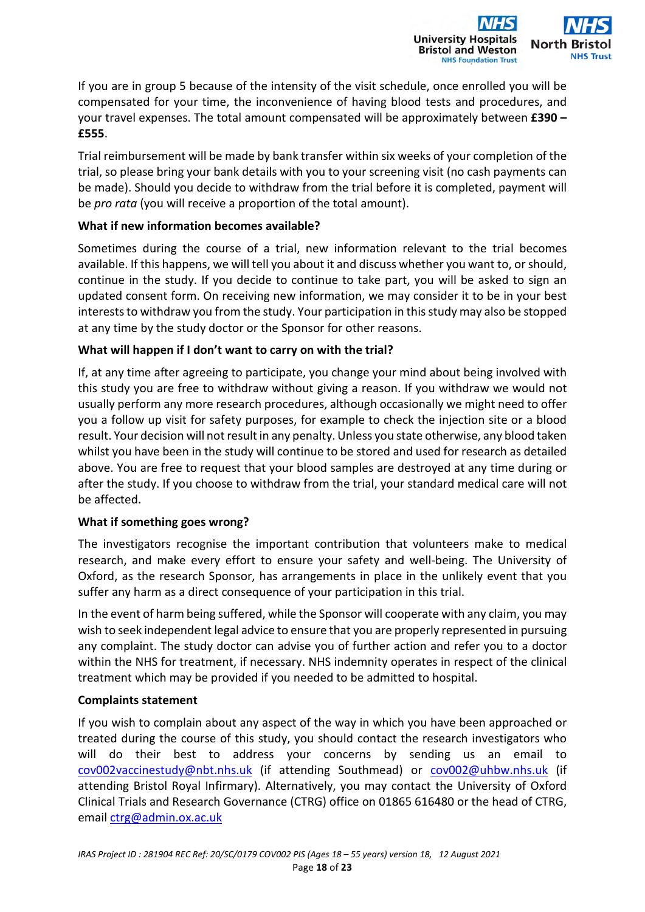If you are in group 5 because of the intensity of the visit schedule, once enrolled you will be compensated for your time, the inconvenience of having blood tests and procedures, and your travel expenses. The total amount compensated will be approximately between **£390 – £555**.

Trial reimbursement will be made by bank transfer within six weeks of your completion of the trial, so please bring your bank details with you to your screening visit (no cash payments can be made). Should you decide to withdraw from the trial before it is completed, payment will be *pro rata* (you will receive a proportion of the total amount).

**What if new information becomes available?**

Sometimes during the course of a trial, new information relevant to the trial becomes available. If this happens, we will tell you about it and discuss whether you want to, or should, continue in the study. If you decide to continue to take part, you will be asked to sign an updated consent form. On receiving new information, we may consider it to be in your best interests to withdraw you from the study. Your participation in this study may also be stopped at any time by the study doctor or the Sponsor for other reasons.

**What will happen if I don't want to carry on with the trial?**

If, at any time after agreeing to participate, you change your mind about being involved with this study you are free to withdraw without giving a reason. If you withdraw we would not usually perform any more research procedures, although occasionally we might need to offer you a follow up visit for safety purposes, for example to check the injection site or a blood result. Your decision will not result in any penalty. Unless you state otherwise, any blood taken whilst you have been in the study will continue to be stored and used for research as detailed above. You are free to request that your blood samples are destroyed at any time during or after the study. If you choose to withdraw from the trial, your standard medical care will not be affected.

**What if something goes wrong?**

The investigators recognise the important contribution that volunteers make to medical research, and make every effort to ensure your safety and well-being. The University of Oxford, as the research Sponsor, has arrangements in place in the unlikely event that you suffer any harm as a direct consequence of your participation in this trial.

In the event of harm being suffered, while the Sponsor will cooperate with any claim, you may wish to seek independent legal advice to ensure that you are properly represented in pursuing any complaint. The study doctor can advise you of further action and refer you to a doctor within the NHS for treatment, if necessary. NHS indemnity operates in respect of the clinical treatment which may be provided if you needed to be admitted to hospital.

**Complaints statement**

If you wish to complain about any aspect of the way in which you have been approached or treated during the course of this study, you should contact the research investigators who will do their best to address your concerns by sending us an email to cov002vaccinestudy@nbt.nhs.uk (if attending Southmead) or cov002@uhbw.nhs.uk (if attending Bristol Royal Infirmary). Alternatively, you may contact the University of Oxford Clinical Trials and Research Governance (CTRG) office on 01865 616480 or the head of CTRG, email ctrg@admin.ox.ac.uk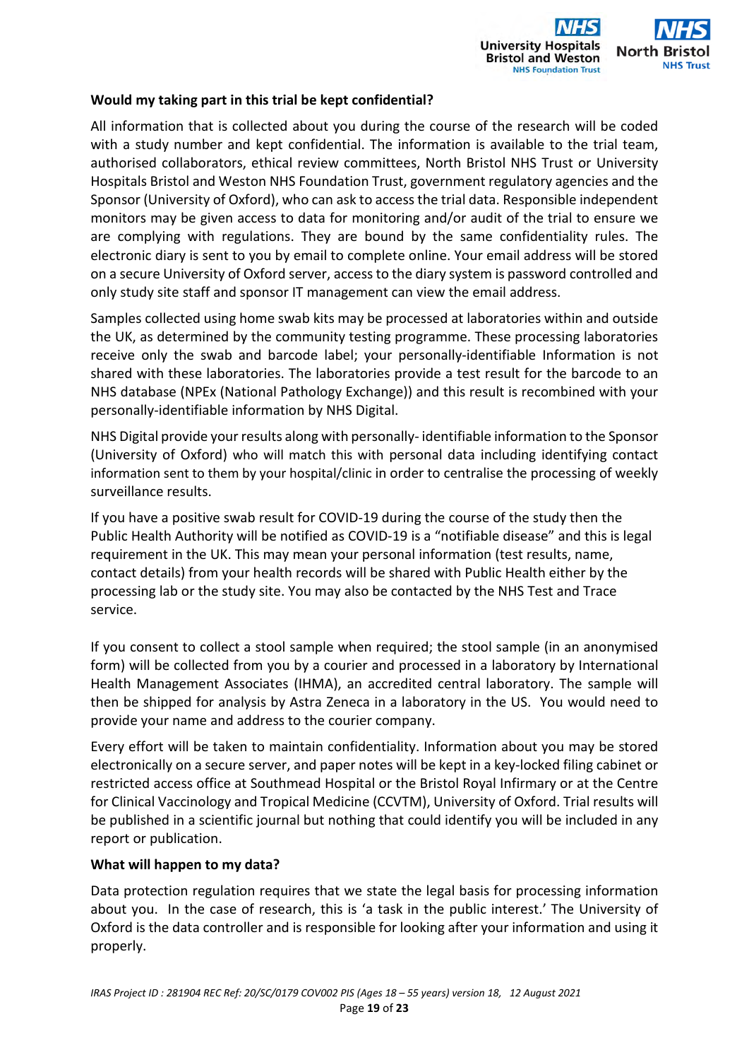**Would my taking part in this trial be kept confidential?**

All information that is collected about you during the course of the research will be coded with a study number and kept confidential. The information is available to the trial team, authorised collaborators, ethical review committees, North Bristol NHS Trust or University Hospitals Bristol and Weston NHS Foundation Trust, government regulatory agencies and the Sponsor (University of Oxford), who can ask to access the trial data. Responsible independent monitors may be given access to data for monitoring and/or audit of the trial to ensure we are complying with regulations. They are bound by the same confidentiality rules. The electronic diary is sent to you by email to complete online. Your email address will be stored on a secure University of Oxford server, access to the diary system is password controlled and only study site staff and sponsor IT management can view the email address.

Samples collected using home swab kits may be processed at laboratories within and outside the UK, as determined by the community testing programme. These processing laboratories receive only the swab and barcode label; your personally-identifiable Information is not shared with these laboratories. The laboratories provide a test result for the barcode to an NHS database (NPEx (National Pathology Exchange)) and this result is recombined with your personally-identifiable information by NHS Digital.

NHS Digital provide your results along with personally- identifiable information to the Sponsor (University of Oxford) who will match this with personal data including identifying contact information sent to them by your hospital/clinic in order to centralise the processing of weekly surveillance results.

If you have a positive swab result for COVID-19 during the course of the study then the Public Health Authority will be notified as COVID-19 is a "notifiable disease" and this is legal requirement in the UK. This may mean your personal information (test results, name, contact details) from your health records will be shared with Public Health either by the processing lab or the study site. You may also be contacted by the NHS Test and Trace service.

If you consent to collect a stool sample when required; the stool sample (in an anonymised form) will be collected from you by a courier and processed in a laboratory by International Health Management Associates (IHMA), an accredited central laboratory. The sample will then be shipped for analysis by Astra Zeneca in a laboratory in the US. You would need to provide your name and address to the courier company.

Every effort will be taken to maintain confidentiality. Information about you may be stored electronically on a secure server, and paper notes will be kept in a key-locked filing cabinet or restricted access office at Southmead Hospital or the Bristol Royal Infirmary or at the Centre for Clinical Vaccinology and Tropical Medicine (CCVTM), University of Oxford. Trial results will be published in a scientific journal but nothing that could identify you will be included in any report or publication.

**What will happen to my data?**

Data protection regulation requires that we state the legal basis for processing information about you. In the case of research, this is 'a task in the public interest.' The University of Oxford is the data controller and is responsible for looking after your information and using it properly.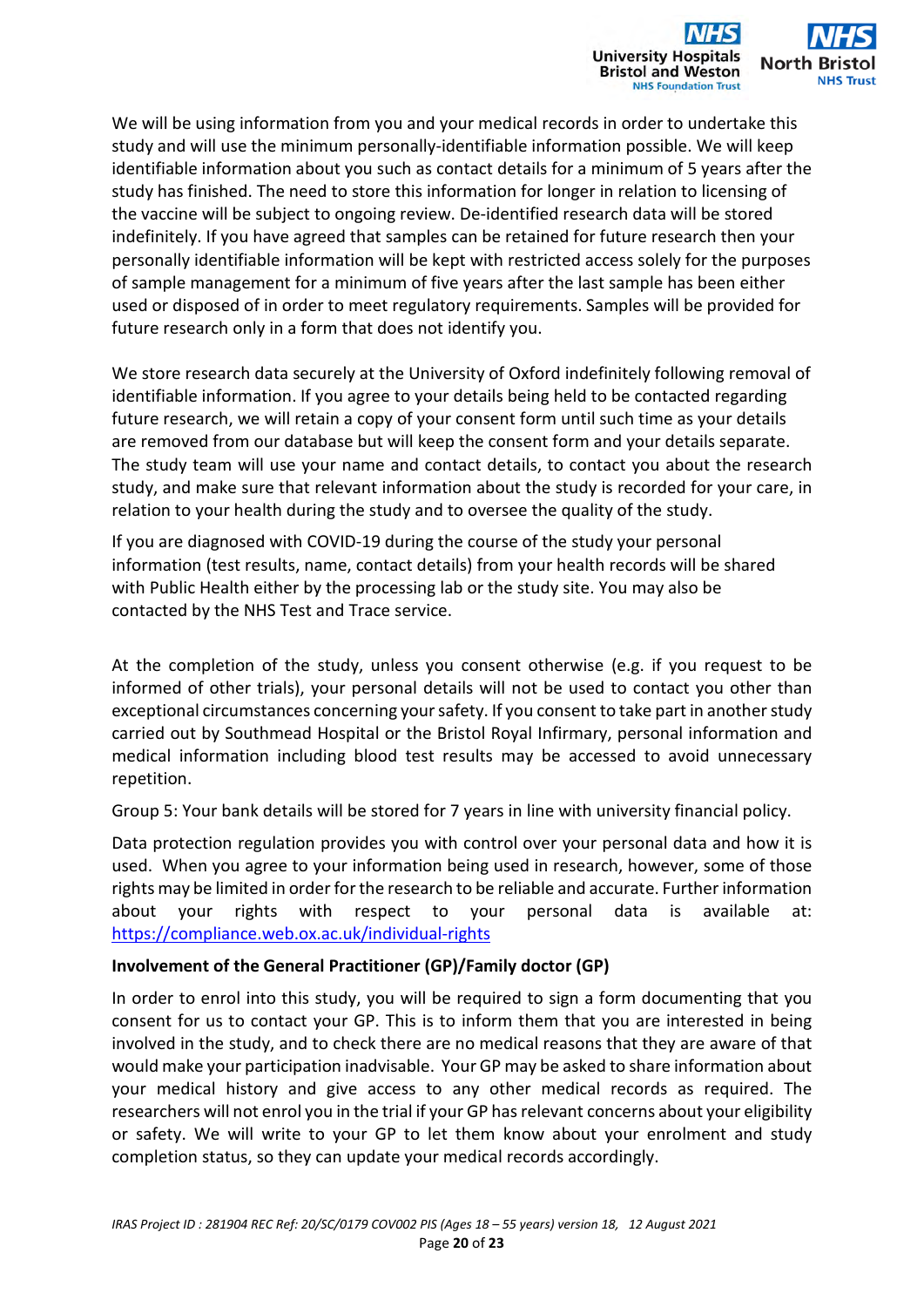We will be using information from you and your medical records in order to undertake this study and will use the minimum personally-identifiable information possible. We will keep identifiable information about you such as contact details for a minimum of 5 years after the study has finished. The need to store this information for longer in relation to licensing of the vaccine will be subject to ongoing review. De-identified research data will be stored indefinitely. If you have agreed that samples can be retained for future research then your personally identifiable information will be kept with restricted access solely for the purposes of sample management for a minimum of five years after the last sample has been either used or disposed of in order to meet regulatory requirements. Samples will be provided for future research only in a form that does not identify you.

We store research data securely at the University of Oxford indefinitely following removal of identifiable information. If you agree to your details being held to be contacted regarding future research, we will retain a copy of your consent form until such time as your details are removed from our database but will keep the consent form and your details separate. The study team will use your name and contact details, to contact you about the research study, and make sure that relevant information about the study is recorded for your care, in relation to your health during the study and to oversee the quality of the study.

If you are diagnosed with COVID-19 during the course of the study your personal information (test results, name, contact details) from your health records will be shared with Public Health either by the processing lab or the study site. You may also be contacted by the NHS Test and Trace service.

At the completion of the study, unless you consent otherwise (e.g. if you request to be informed of other trials), your personal details will not be used to contact you other than exceptional circumstances concerning your safety. If you consent to take part in another study carried out by Southmead Hospital or the Bristol Royal Infirmary, personal information and medical information including blood test results may be accessed to avoid unnecessary repetition.

Group 5: Your bank details will be stored for 7 years in line with university financial policy.

Data protection regulation provides you with control over your personal data and how it is used. When you agree to your information being used in research, however, some of those rights may be limited in order for the research to be reliable and accurate. Further information about your rights with respect to your personal data is available at: https://compliance.web.ox.ac.uk/individual-rights

**Involvement of the General Practitioner (GP)/Family doctor (GP)**

In order to enrol into this study, you will be required to sign a form documenting that you consent for us to contact your GP. This is to inform them that you are interested in being involved in the study, and to check there are no medical reasons that they are aware of that would make your participation inadvisable. Your GP may be asked to share information about your medical history and give access to any other medical records as required. The researchers will not enrol you in the trial if your GP has relevant concerns about your eligibility or safety. We will write to your GP to let them know about your enrolment and study completion status, so they can update your medical records accordingly.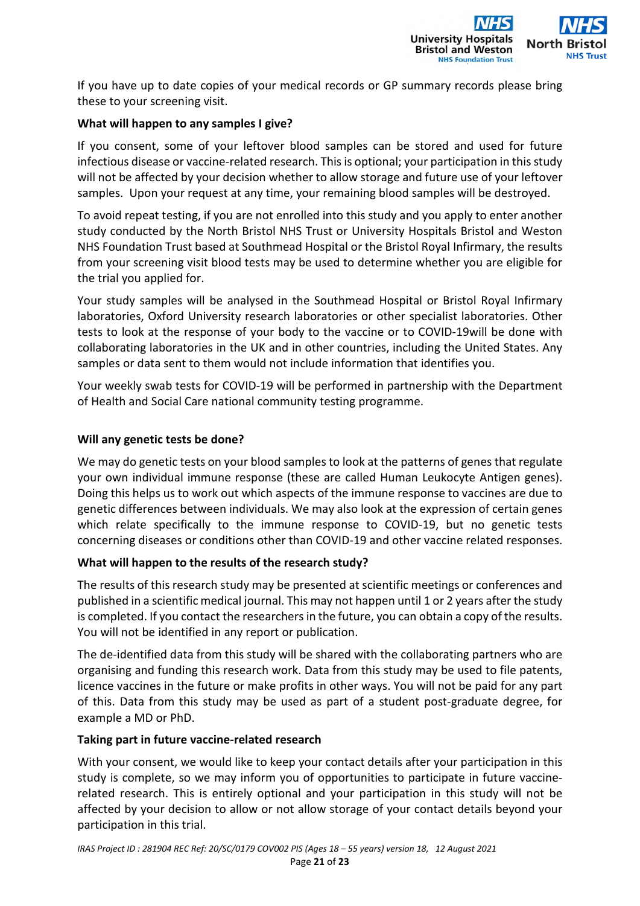If you have up to date copies of your medical records or GP summary records please bring these to your screening visit.

**What will happen to any samples I give?**

If you consent, some of your leftover blood samples can be stored and used for future infectious disease or vaccine-related research. This is optional; your participation in this study will not be affected by your decision whether to allow storage and future use of your leftover samples. Upon your request at any time, your remaining blood samples will be destroyed.

To avoid repeat testing, if you are not enrolled into this study and you apply to enter another study conducted by the North Bristol NHS Trust or University Hospitals Bristol and Weston NHS Foundation Trust based at Southmead Hospital or the Bristol Royal Infirmary, the results from your screening visit blood tests may be used to determine whether you are eligible for the trial you applied for.

Your study samples will be analysed in the Southmead Hospital or Bristol Royal Infirmary laboratories, Oxford University research laboratories or other specialist laboratories. Other tests to look at the response of your body to the vaccine or to COVID-19will be done with collaborating laboratories in the UK and in other countries, including the United States. Any samples or data sent to them would not include information that identifies you.

Your weekly swab tests for COVID-19 will be performed in partnership with the Department of Health and Social Care national community testing programme.

**Will any genetic tests be done?**

We may do genetic tests on your blood samples to look at the patterns of genes that regulate your own individual immune response (these are called Human Leukocyte Antigen genes). Doing this helps us to work out which aspects of the immune response to vaccines are due to genetic differences between individuals. We may also look at the expression of certain genes which relate specifically to the immune response to COVID-19, but no genetic tests concerning diseases or conditions other than COVID-19 and other vaccine related responses.

**What will happen to the results of the research study?**

The results of this research study may be presented at scientific meetings or conferences and published in a scientific medical journal. This may not happen until 1 or 2 years after the study is completed. If you contact the researchers in the future, you can obtain a copy of the results. You will not be identified in any report or publication.

The de-identified data from this study will be shared with the collaborating partners who are organising and funding this research work. Data from this study may be used to file patents, licence vaccines in the future or make profits in other ways. You will not be paid for any part of this. Data from this study may be used as part of a student post-graduate degree, for example a MD or PhD.

**Taking part in future vaccine-related research**

With your consent, we would like to keep your contact details after your participation in this study is complete, so we may inform you of opportunities to participate in future vaccine-related research. This is entirely optional and your participation in this study will not be affected by your decision to allow or not allow storage of your contact details beyond your participation in this trial.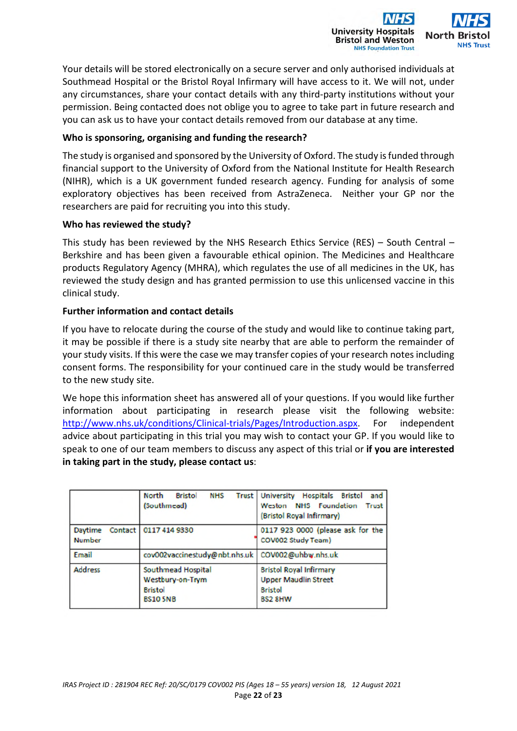Your details will be stored electronically on a secure server and only authorised individuals at Southmead Hospital or the Bristol Royal Infirmary will have access to it. We will not, under any circumstances, share your contact details with any third-party institutions without your permission. Being contacted does not oblige you to agree to take part in future research and you can ask us to have your contact details removed from our database at any time.

### Who is sponsoring, organising and funding the research?

The study is organised and sponsored by the University of Oxford. The study is funded through financial support to the University of Oxford from the National Institute for Health Research (NIHR), which is a UK government funded research agency. Funding for analysis of some exploratory objectives has been received from AstraZeneca. Neither your GP nor the researchers are paid for recruiting you into this study.

### Who has reviewed the study?

This study has been reviewed by the NHS Research Ethics Service (RES) – South Central – Berkshire and has been given a favourable ethical opinion. The Medicines and Healthcare products Regulatory Agency (MHRA), which regulates the use of all medicines in the UK, has reviewed the study design and has granted permission to use this unlicensed vaccine in this clinical study.

### Further information and contact details

If you have to relocate during the course of the study and would like to continue taking part, it may be possible if there is a study site nearby that are able to perform the remainder of your study visits. If this were the case we may transfer copies of your research notes including consent forms. The responsibility for your continued care in the study would be transferred to the new study site.

We hope this information sheet has answered all of your questions. If you would like further information about participating in research please visit the following website: http://www.nhs.uk/conditions/Clinical-trials/Pages/Introduction.aspx. For independent advice about participating in this trial you may wish to contact your GP. If you would like to speak to one of our team members to discuss any aspect of this trial or **if you are interested in taking part in the study, please contact us**:

| | North Bristol NHS Trust (Southmead) | University Hospitals Bristol and Weston NHS Foundation Trust (Bristol Royal Infirmary) |
|---|---|---|
| Daytime Contact Number | 0117 414 9330 | 0117 923 0000 (please ask for the COV002 Study Team) |
| Email | cov002vaccinestudy@nbt.nhs.uk | COV002@uhbw.nhs.uk |
| Address | Southmead Hospital<br>Westbury-on-Trym<br>Bristol<br>BS10 5NB | Bristol Royal Infirmary<br>Upper Maudlin Street<br>Bristol<br>BS2 8HW |